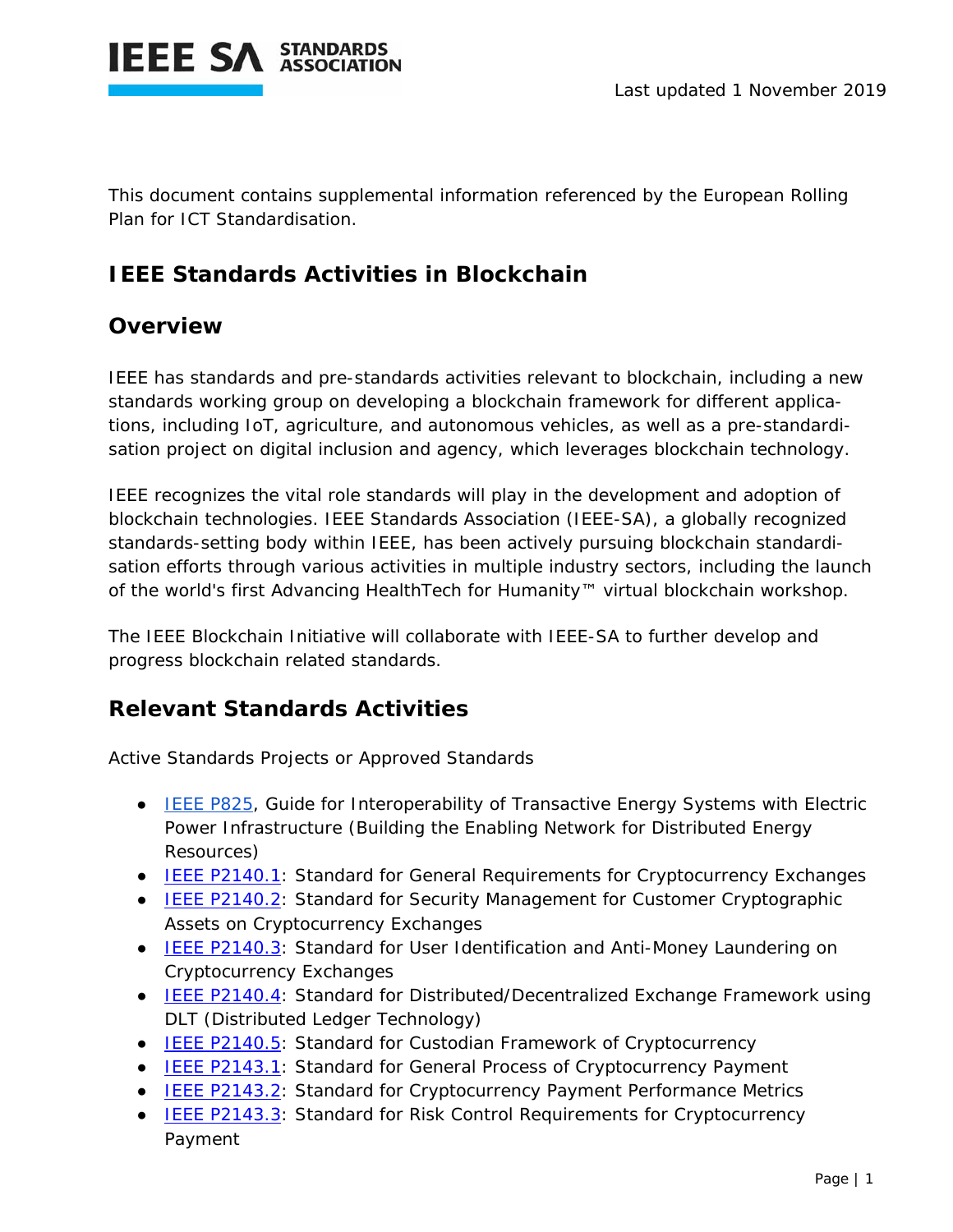Last updated 1 November 2019

This document contains supplemental information referenced by the European Rolling Plan for ICT Standardisation.

## IEEE Standards Activities in Blockchain

## Overview

IEEE has standards and pre-standards activities relevant to blockchain, including a new standards working group on developing a blockchain framework for different applications, including IoT, agriculture, and autonomous vehicles, as well as a pre-standardisation project on digital inclusion and agency, which leverages blockchain technology.

IEEE recognizes the vital role standards will play in the development and adoption of blockchain technologies. IEEE Standards Association (IEEE-SA), a globally recognized standards-setting body within IEEE, has been actively pursuing blockchain standardisation efforts through various activities in multiple industry sectors, including the launch of the world's first Advancing HealthTech for Humanity™ virtual blockchain workshop.

The IEEE Blockchain Initiative will collaborate with IEEE-SA to further develop and progress blockchain related standards.

## Relevant Standards Activities

Active Standards Projects or Approved Standards

- IEEE P825, Guide for Interoperability of Transactive Energy Systems with Electric Power Infrastructure (Building the Enabling Network for Distributed Energy Resources)
- IEEE P2140.1: Standard for General Requirements for Cryptocurrency Exchanges
- IEEE P2140.2: Standard for Security Management for Customer Cryptographic Assets on Cryptocurrency Exchanges
- IEEE P2140.3: Standard for User Identification and Anti-Money Laundering on Cryptocurrency Exchanges
- IEEE P2140.4: Standard for Distributed/Decentralized Exchange Framework using DLT (Distributed Ledger Technology)
- IEEE P2140.5: Standard for Custodian Framework of Cryptocurrency
- IEEE P2143.1: Standard for General Process of Cryptocurrency Payment
- IEEE P2143.2: Standard for Cryptocurrency Payment Performance Metrics
- IEEE P2143.3: Standard for Risk Control Requirements for Cryptocurrency Payment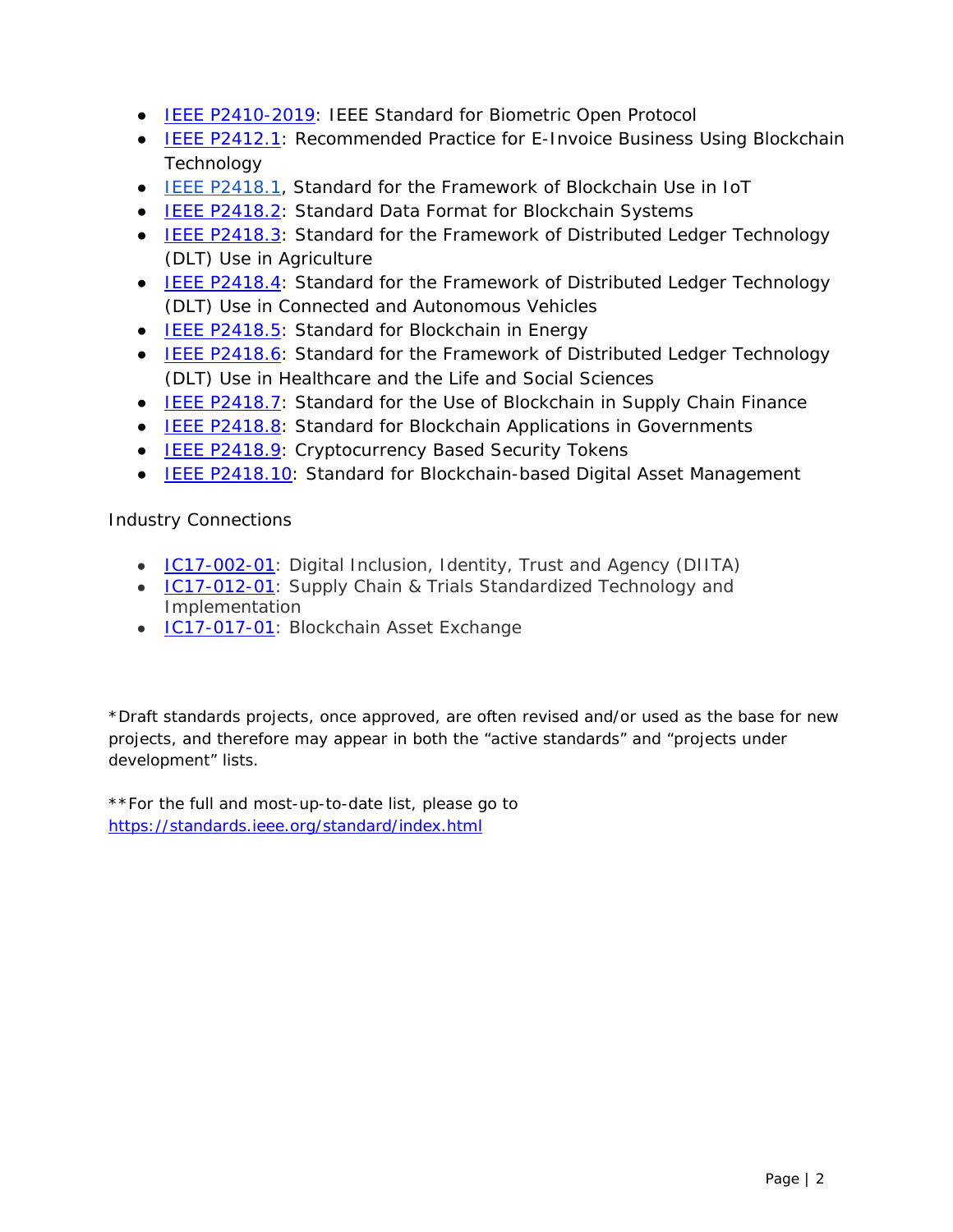- IEEE P2410-2019: IEEE Standard for Biometric Open Protocol
- IEEE P2412.1: Recommended Practice for E-Invoice Business Using Blockchain Technology
- IEEE P2418.1, Standard for the Framework of Blockchain Use in IoT
- IEEE P2418.2: Standard Data Format for Blockchain Systems
- IEEE P2418.3: Standard for the Framework of Distributed Ledger Technology (DLT) Use in Agriculture
- IEEE P2418.4: Standard for the Framework of Distributed Ledger Technology (DLT) Use in Connected and Autonomous Vehicles
- IEEE P2418.5: Standard for Blockchain in Energy
- IEEE P2418.6: Standard for the Framework of Distributed Ledger Technology (DLT) Use in Healthcare and the Life and Social Sciences
- IEEE P2418.7: Standard for the Use of Blockchain in Supply Chain Finance
- IEEE P2418.8: Standard for Blockchain Applications in Governments
- IEEE P2418.9: Cryptocurrency Based Security Tokens
- IEEE P2418.10: Standard for Blockchain-based Digital Asset Management

Industry Connections

- IC17-002-01: Digital Inclusion, Identity, Trust and Agency (DIITA)
- IC17-012-01: Supply Chain & Trials Standardized Technology and Implementation
- IC17-017-01: Blockchain Asset Exchange

*Draft standards projects, once approved, are often revised and/or used as the base for new projects, and therefore may appear in both the "active standards" and "projects under development" lists.

**For the full and most-up-to-date list, please go to https://standards.ieee.org/standard/index.html